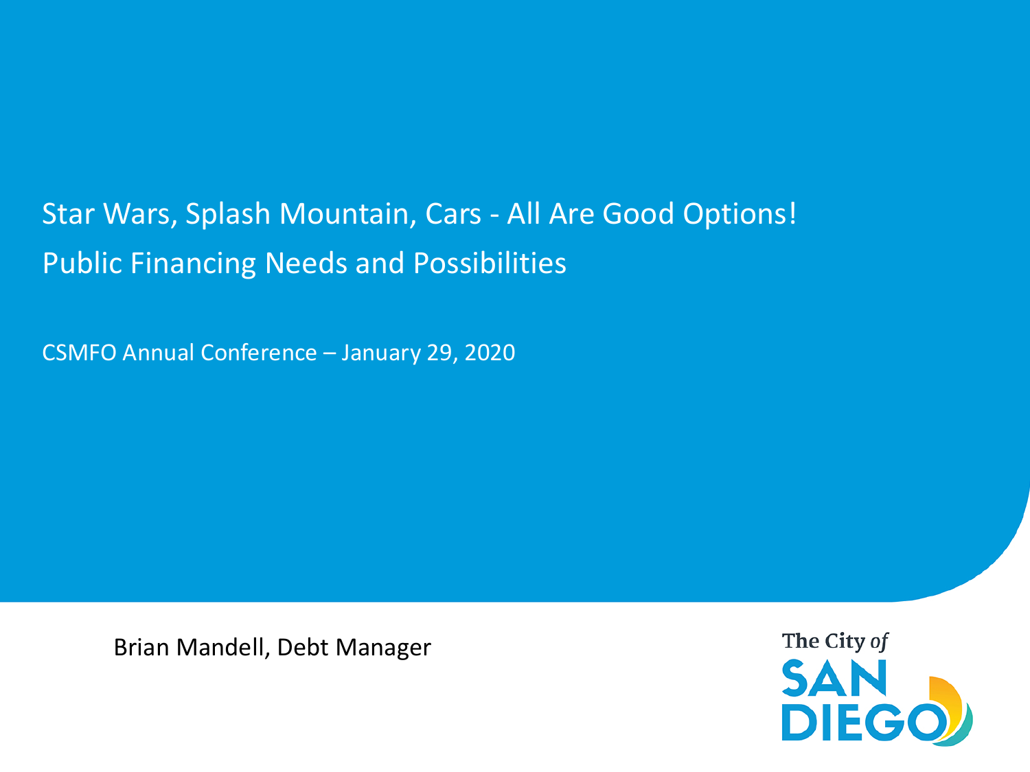# Star Wars, Splash Mountain, Cars - All Are Good Options!

## Public Financing Needs and Possibilities

CSMFO Annual Conference – January 29, 2020

Brian Mandell, Debt Manager

The City of SAN DIEGO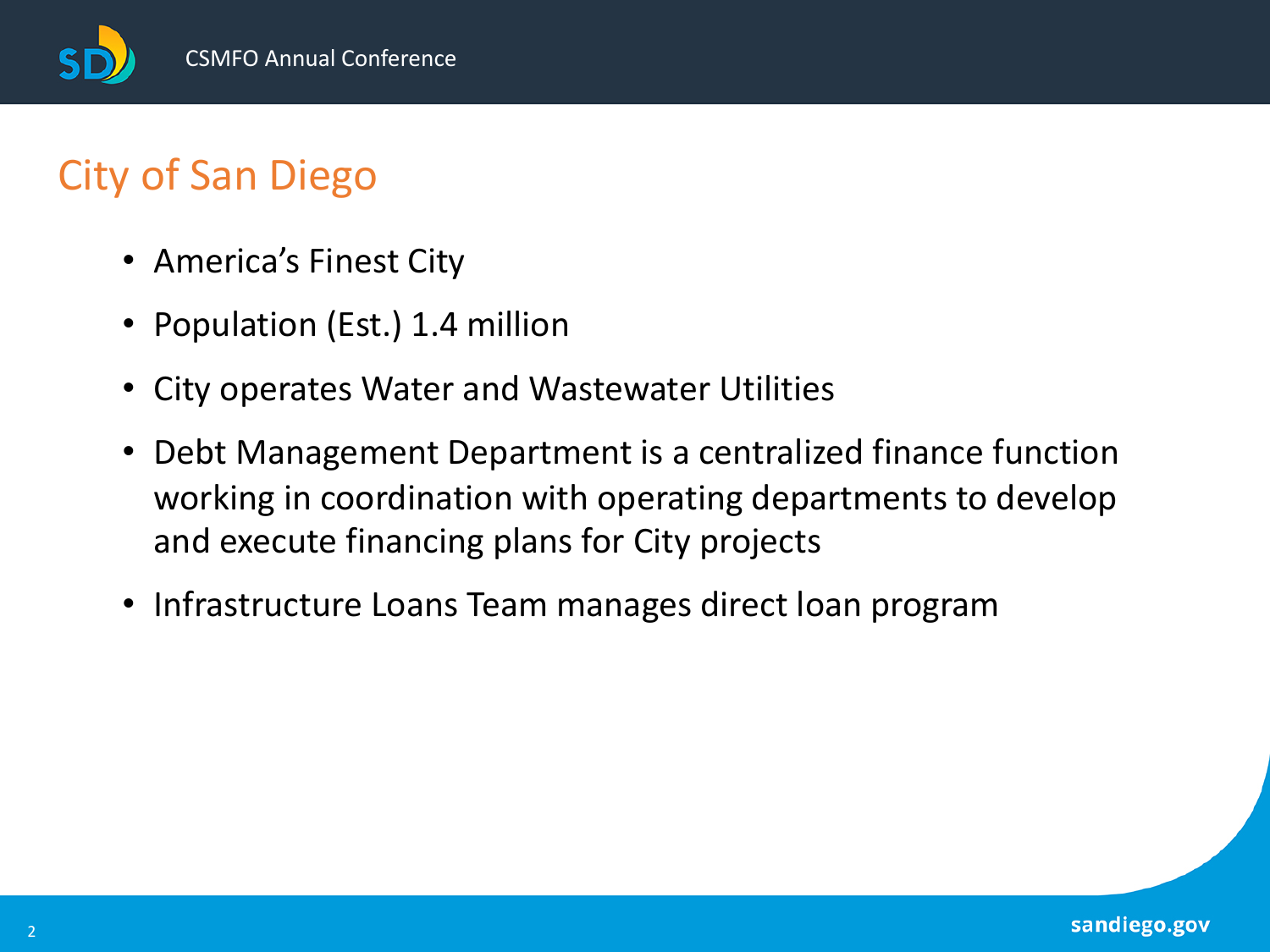# City of San Diego

- America's Finest City
- Population (Est.) 1.4 million
- City operates Water and Wastewater Utilities
- Debt Management Department is a centralized finance function working in coordination with operating departments to develop and execute financing plans for City projects
- Infrastructure Loans Team manages direct loan program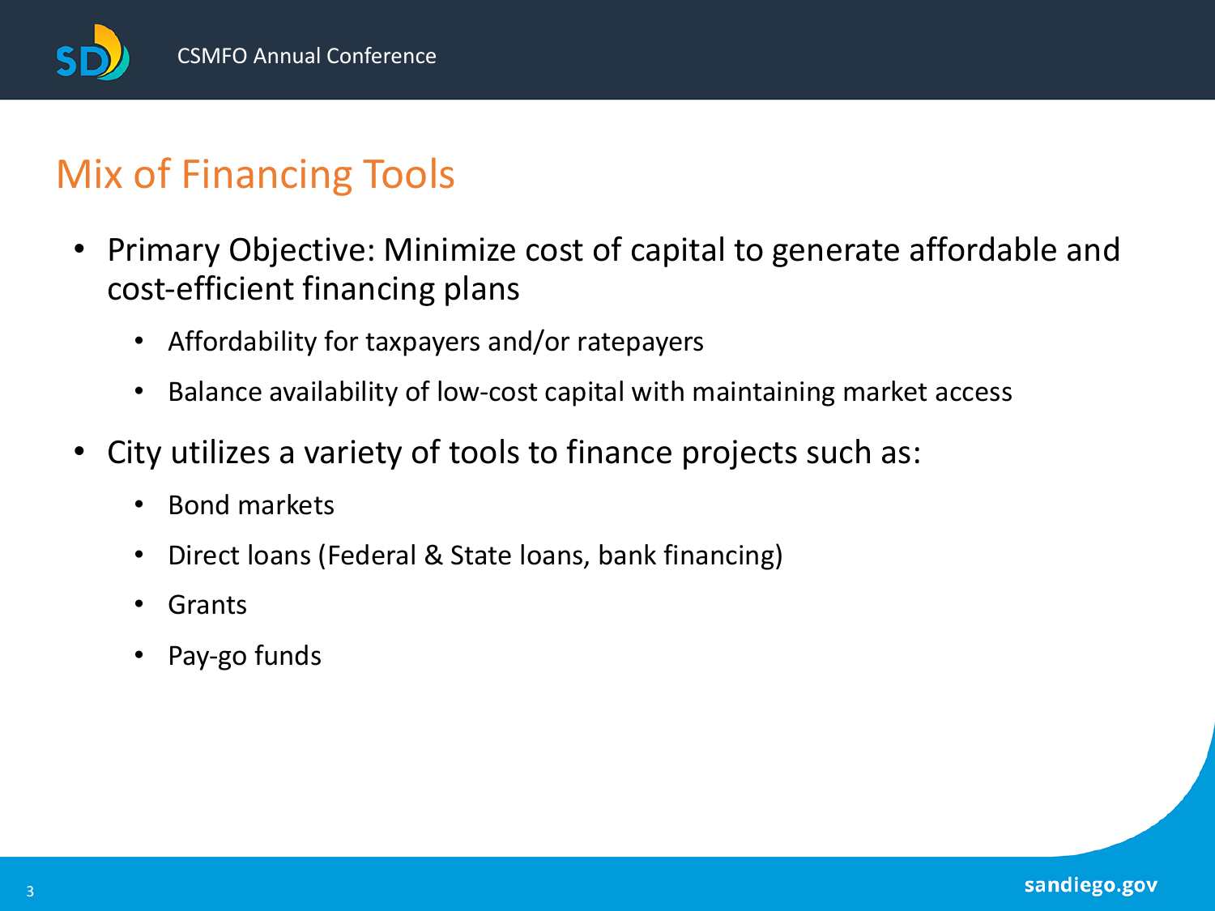# Mix of Financing Tools

- Primary Objective: Minimize cost of capital to generate affordable and cost-efficient financing plans
  - Affordability for taxpayers and/or ratepayers
  - Balance availability of low-cost capital with maintaining market access
- City utilizes a variety of tools to finance projects such as:
  - Bond markets
  - Direct loans (Federal & State loans, bank financing)
  - Grants
  - Pay-go funds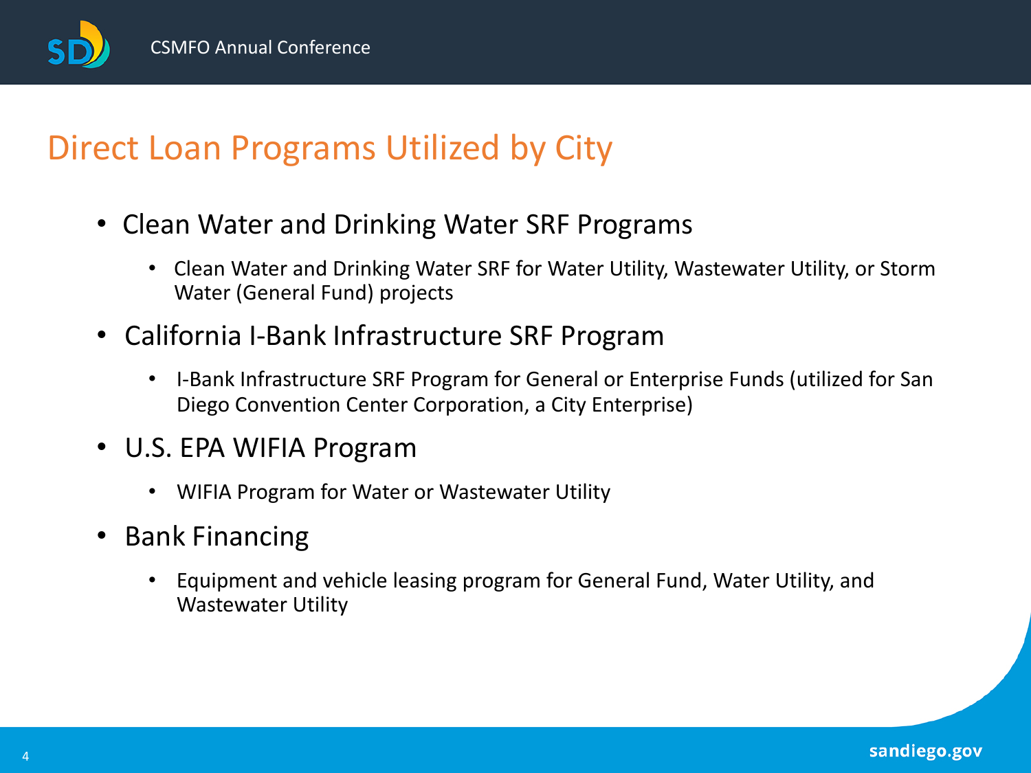# Direct Loan Programs Utilized by City

- Clean Water and Drinking Water SRF Programs
  - Clean Water and Drinking Water SRF for Water Utility, Wastewater Utility, or Storm Water (General Fund) projects
- California I-Bank Infrastructure SRF Program
  - I-Bank Infrastructure SRF Program for General or Enterprise Funds (utilized for San Diego Convention Center Corporation, a City Enterprise)
- U.S. EPA WIFIA Program
  - WIFIA Program for Water or Wastewater Utility
- Bank Financing
  - Equipment and vehicle leasing program for General Fund, Water Utility, and Wastewater Utility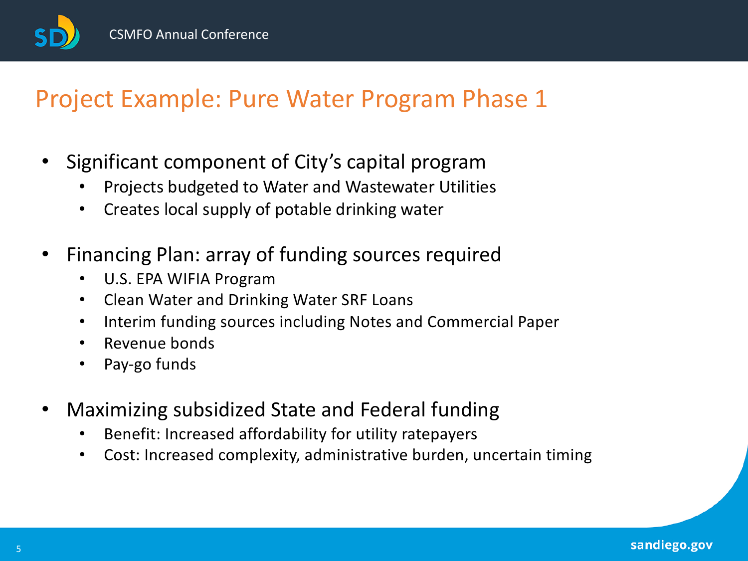# Project Example: Pure Water Program Phase 1

- Significant component of City's capital program
  - Projects budgeted to Water and Wastewater Utilities
  - Creates local supply of potable drinking water
- Financing Plan: array of funding sources required
  - U.S. EPA WIFIA Program
  - Clean Water and Drinking Water SRF Loans
  - Interim funding sources including Notes and Commercial Paper
  - Revenue bonds
  - Pay-go funds
- Maximizing subsidized State and Federal funding
  - Benefit: Increased affordability for utility ratepayers
  - Cost: Increased complexity, administrative burden, uncertain timing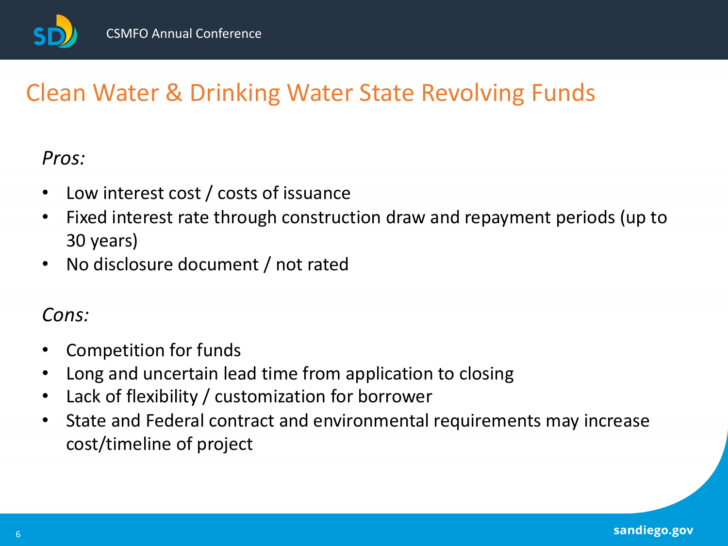# Clean Water & Drinking Water State Revolving Funds

*Pros:*

- Low interest cost / costs of issuance
- Fixed interest rate through construction draw and repayment periods (up to 30 years)
- No disclosure document / not rated

*Cons:*

- Competition for funds
- Long and uncertain lead time from application to closing
- Lack of flexibility / customization for borrower
- State and Federal contract and environmental requirements may increase cost/timeline of project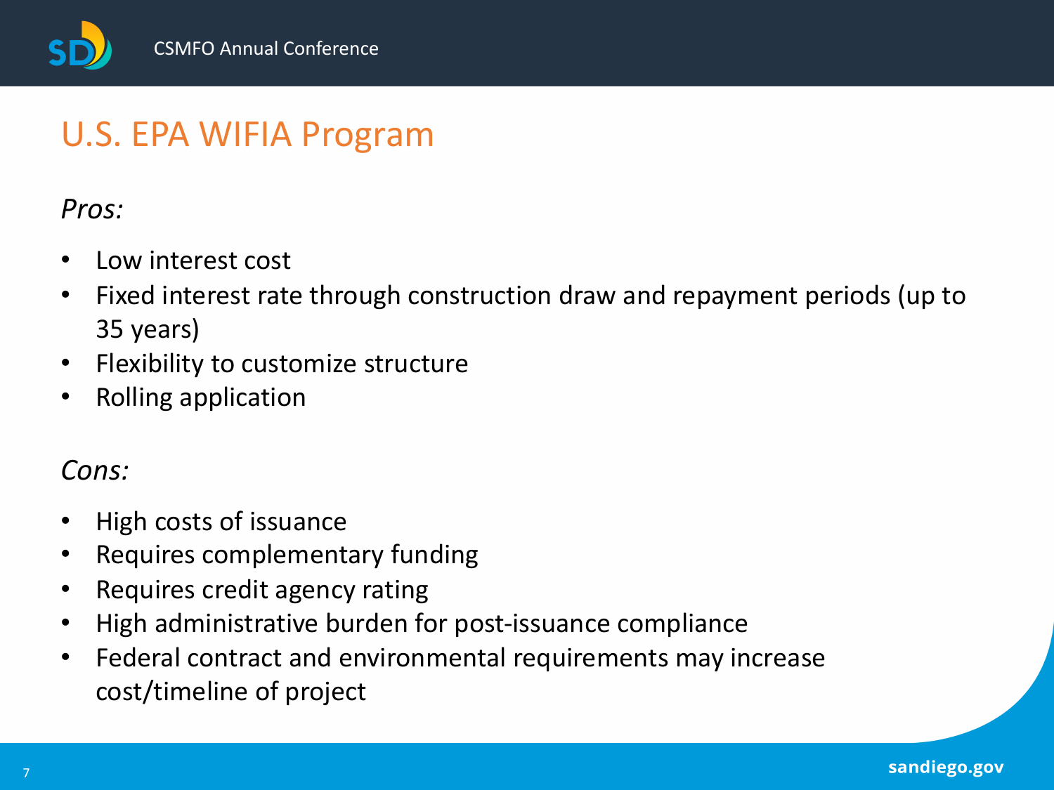# U.S. EPA WIFIA Program

*Pros:*

- Low interest cost
- Fixed interest rate through construction draw and repayment periods (up to 35 years)
- Flexibility to customize structure
- Rolling application

*Cons:*

- High costs of issuance
- Requires complementary funding
- Requires credit agency rating
- High administrative burden for post-issuance compliance
- Federal contract and environmental requirements may increase cost/timeline of project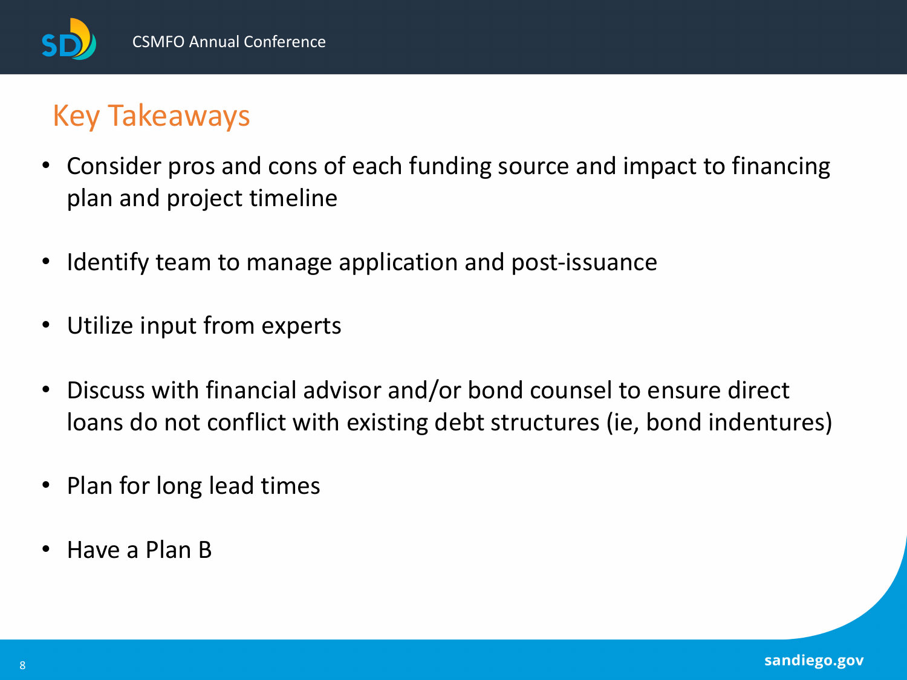## Key Takeaways

- Consider pros and cons of each funding source and impact to financing plan and project timeline
- Identify team to manage application and post-issuance
- Utilize input from experts
- Discuss with financial advisor and/or bond counsel to ensure direct loans do not conflict with existing debt structures (ie, bond indentures)
- Plan for long lead times
- Have a Plan B